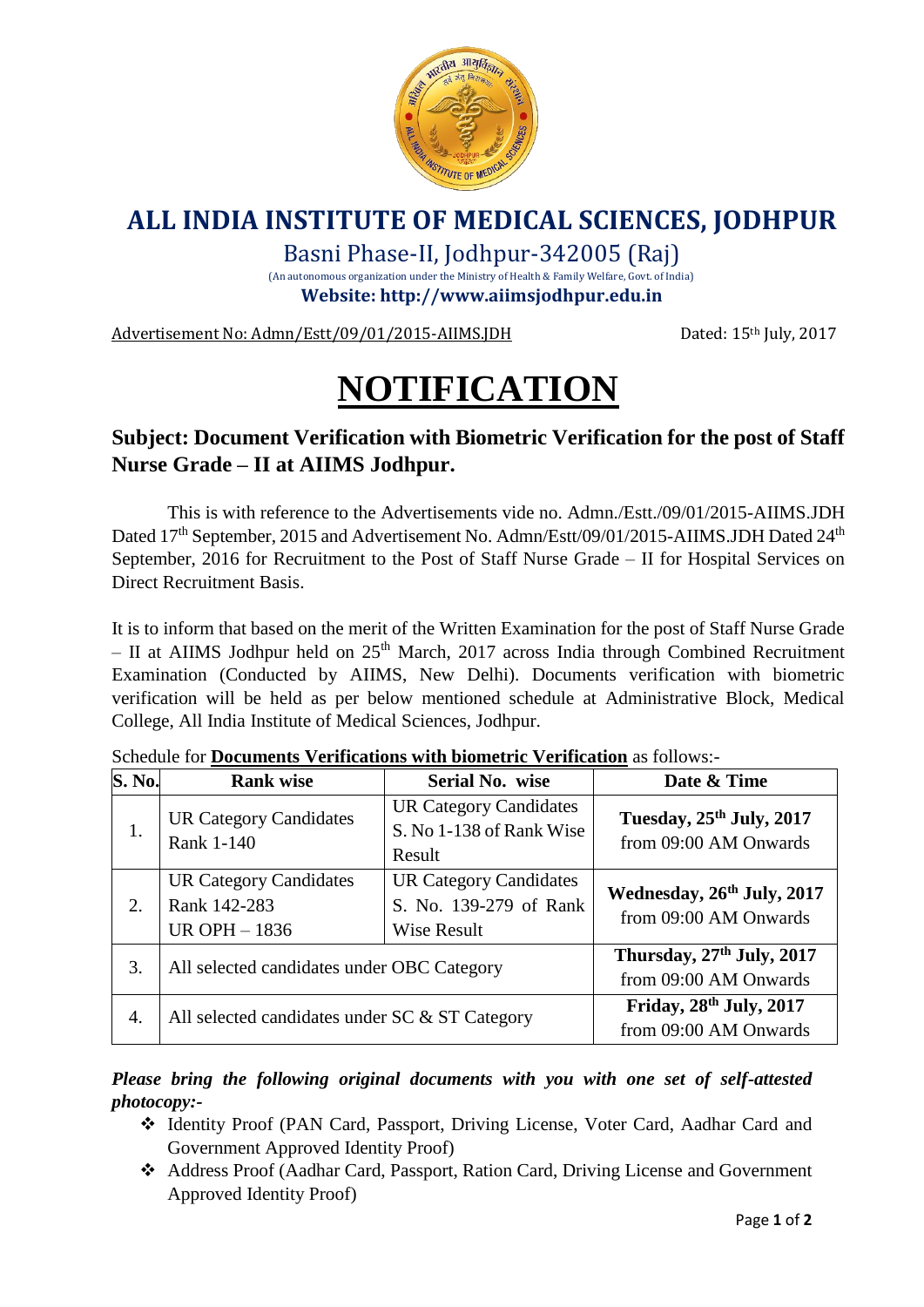# ALL INDIA INSTITUTE OF MEDICAL SCIENCES, JODHPUR

Basni Phase-II, Jodhpur-342005 (Raj)

(An autonomous organization under the Ministry of Health & Family Welfare, Govt. of India)

**Website: http://www.aiimsjodhpur.edu.in**

Advertisement No: Admn/Estt/09/01/2015-AIIMS.JDH Dated: 15th July, 2017

# NOTIFICATION

## Subject: Document Verification with Biometric Verification for the post of Staff Nurse Grade – II at AIIMS Jodhpur.

This is with reference to the Advertisements vide no. Admn./Estt./09/01/2015-AIIMS.JDH Dated 17th September, 2015 and Advertisement No. Admn/Estt/09/01/2015-AIIMS.JDH Dated 24th September, 2016 for Recruitment to the Post of Staff Nurse Grade – II for Hospital Services on Direct Recruitment Basis.

It is to inform that based on the merit of the Written Examination for the post of Staff Nurse Grade – II at AIIMS Jodhpur held on 25th March, 2017 across India through Combined Recruitment Examination (Conducted by AIIMS, New Delhi). Documents verification with biometric verification will be held as per below mentioned schedule at Administrative Block, Medical College, All India Institute of Medical Sciences, Jodhpur.

Schedule for **Documents Verifications with biometric Verification** as follows:-

| S. No. | Rank wise | Serial No. wise | Date & Time |
|---|---|---|---|
| 1. | UR Category Candidates Rank 1-140 | UR Category Candidates S. No 1-138 of Rank Wise Result | **Tuesday, 25th July, 2017** from 09:00 AM Onwards |
| 2. | UR Category Candidates Rank 142-283 UR OPH – 1836 | UR Category Candidates S. No. 139-279 of Rank Wise Result | **Wednesday, 26th July, 2017** from 09:00 AM Onwards |
| 3. | All selected candidates under OBC Category | | **Thursday, 27th July, 2017** from 09:00 AM Onwards |
| 4. | All selected candidates under SC & ST Category | | **Friday, 28th July, 2017** from 09:00 AM Onwards |

***Please bring the following original documents with you with one set of self-attested photocopy:-***

- Identity Proof (PAN Card, Passport, Driving License, Voter Card, Aadhar Card and Government Approved Identity Proof)
- Address Proof (Aadhar Card, Passport, Ration Card, Driving License and Government Approved Identity Proof)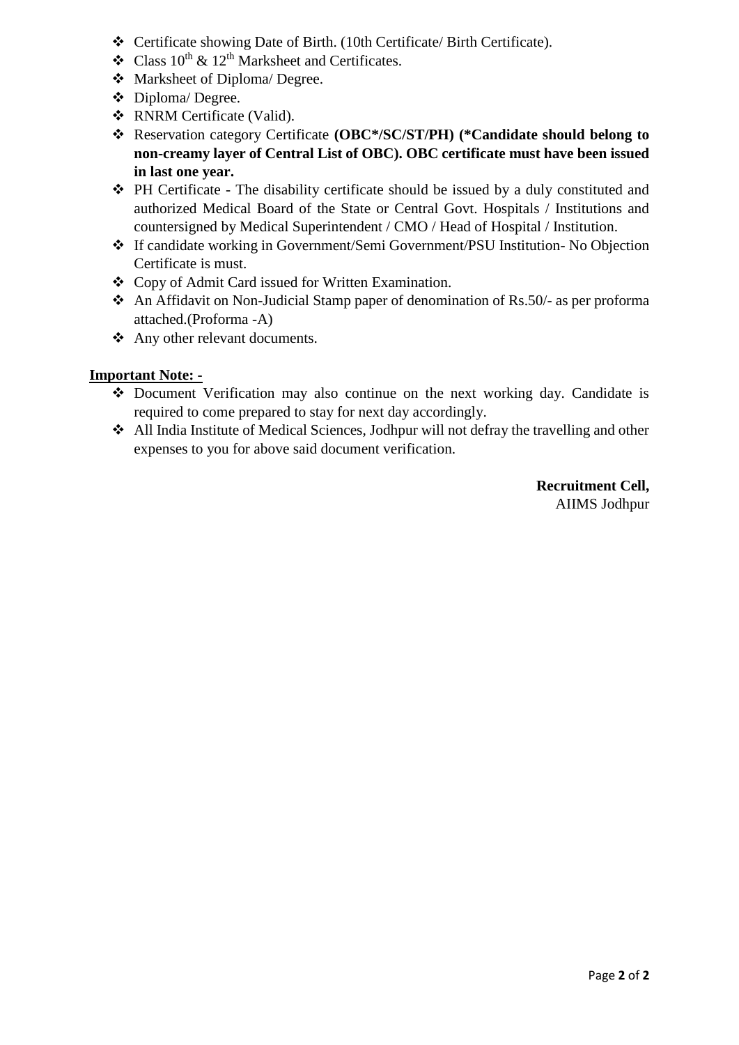- Certificate showing Date of Birth. (10th Certificate/ Birth Certificate).
- Class 10th & 12th Marksheet and Certificates.
- Marksheet of Diploma/ Degree.
- Diploma/ Degree.
- RNRM Certificate (Valid).
- Reservation category Certificate **(OBC*/SC/ST/PH) (*Candidate should belong to non-creamy layer of Central List of OBC). OBC certificate must have been issued in last one year.**
- PH Certificate - The disability certificate should be issued by a duly constituted and authorized Medical Board of the State or Central Govt. Hospitals / Institutions and countersigned by Medical Superintendent / CMO / Head of Hospital / Institution.
- If candidate working in Government/Semi Government/PSU Institution- No Objection Certificate is must.
- Copy of Admit Card issued for Written Examination.
- An Affidavit on Non-Judicial Stamp paper of denomination of Rs.50/- as per proforma attached.(Proforma -A)
- Any other relevant documents.

**Important Note: -**

- Document Verification may also continue on the next working day. Candidate is required to come prepared to stay for next day accordingly.
- All India Institute of Medical Sciences, Jodhpur will not defray the travelling and other expenses to you for above said document verification.

**Recruitment Cell,**
AIIMS Jodhpur